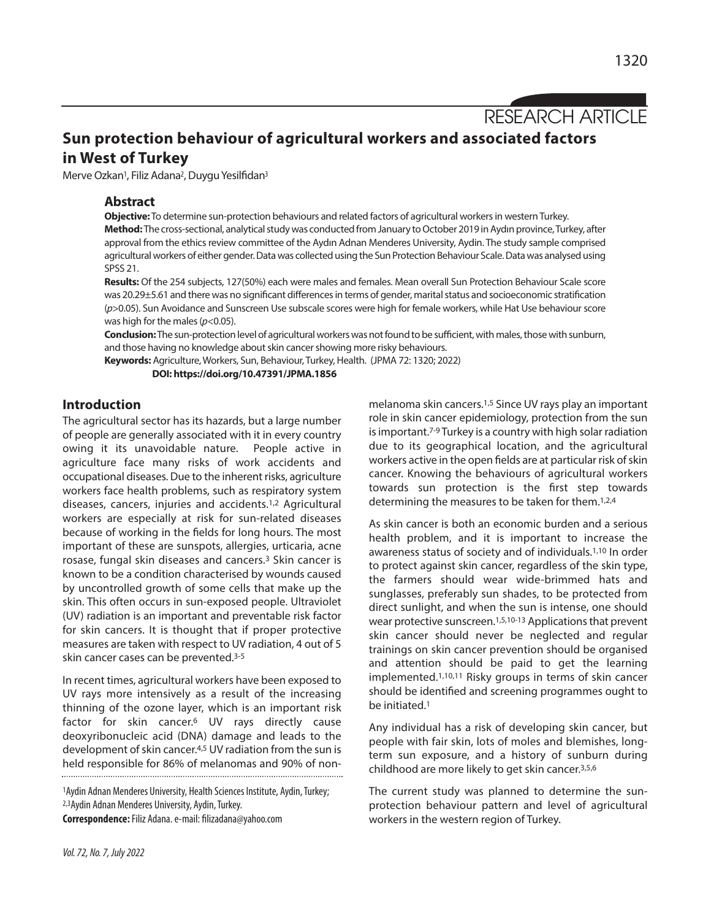RESEARCH ARTICLE

# Sun protection behaviour of agricultural workers and associated factors in West of Turkey

Merve Ozkan[1], Filiz Adana[2], Duygu Yesilfidan[3]

## Abstract

**Objective:** To determine sun-protection behaviours and related factors of agricultural workers in western Turkey.

**Method:** The cross-sectional, analytical study was conducted from January to October 2019 in Aydın province, Turkey, after approval from the ethics review committee of the Aydın Adnan Menderes University, Aydin. The study sample comprised agricultural workers of either gender. Data was collected using the Sun Protection Behaviour Scale. Data was analysed using SPSS 21.

**Results:** Of the 254 subjects, 127(50%) each were males and females. Mean overall Sun Protection Behaviour Scale score was 20.29±5.61 and there was no significant differences in terms of gender, marital status and socioeconomic stratification ($p>0.05$). Sun Avoidance and Sunscreen Use subscale scores were high for female workers, while Hat Use behaviour score was high for the males ($p<0.05$).

**Conclusion:** The sun-protection level of agricultural workers was not found to be sufficient, with males, those with sunburn, and those having no knowledge about skin cancer showing more risky behaviours.

**Keywords:** Agriculture, Workers, Sun, Behaviour, Turkey, Health. (JPMA 72: 1320; 2022)

**DOI: https://doi.org/10.47391/JPMA.1856**

## Introduction

The agricultural sector has its hazards, but a large number of people are generally associated with it in every country owing it its unavoidable nature. People active in agriculture face many risks of work accidents and occupational diseases. Due to the inherent risks, agriculture workers face health problems, such as respiratory system diseases, cancers, injuries and accidents.[1,2] Agricultural workers are especially at risk for sun-related diseases because of working in the fields for long hours. The most important of these are sunspots, allergies, urticaria, acne rosase, fungal skin diseases and cancers.[3] Skin cancer is known to be a condition characterised by wounds caused by uncontrolled growth of some cells that make up the skin. This often occurs in sun-exposed people. Ultraviolet (UV) radiation is an important and preventable risk factor for skin cancers. It is thought that if proper protective measures are taken with respect to UV radiation, 4 out of 5 skin cancer cases can be prevented.[3-5]

In recent times, agricultural workers have been exposed to UV rays more intensively as a result of the increasing thinning of the ozone layer, which is an important risk factor for skin cancer.[6] UV rays directly cause deoxyribonucleic acid (DNA) damage and leads to the development of skin cancer.[4,5] UV radiation from the sun is held responsible for 86% of melanomas and 90% of non-melanoma skin cancers.[1,5] Since UV rays play an important role in skin cancer epidemiology, protection from the sun is important.[7-9] Turkey is a country with high solar radiation due to its geographical location, and the agricultural workers active in the open fields are at particular risk of skin cancer. Knowing the behaviours of agricultural workers towards sun protection is the first step towards determining the measures to be taken for them.[1,2,4]

As skin cancer is both an economic burden and a serious health problem, and it is important to increase the awareness status of society and of individuals.[1,10] In order to protect against skin cancer, regardless of the skin type, the farmers should wear wide-brimmed hats and sunglasses, preferably sun shades, to be protected from direct sunlight, and when the sun is intense, one should wear protective sunscreen.[1,5,10-13] Applications that prevent skin cancer should never be neglected and regular trainings on skin cancer prevention should be organised and attention should be paid to get the learning implemented.[1,10,11] Risky groups in terms of skin cancer should be identified and screening programmes ought to be initiated.[1]

Any individual has a risk of developing skin cancer, but people with fair skin, lots of moles and blemishes, long-term sun exposure, and a history of sunburn during childhood are more likely to get skin cancer.[3,5,6]

The current study was planned to determine the sun-protection behaviour pattern and level of agricultural workers in the western region of Turkey.

[1]Aydin Adnan Menderes University, Health Sciences Institute, Aydin, Turkey; [2,3]Aydin Adnan Menderes University, Aydin, Turkey.

**Correspondence:** Filiz Adana. e-mail: filizadana@yahoo.com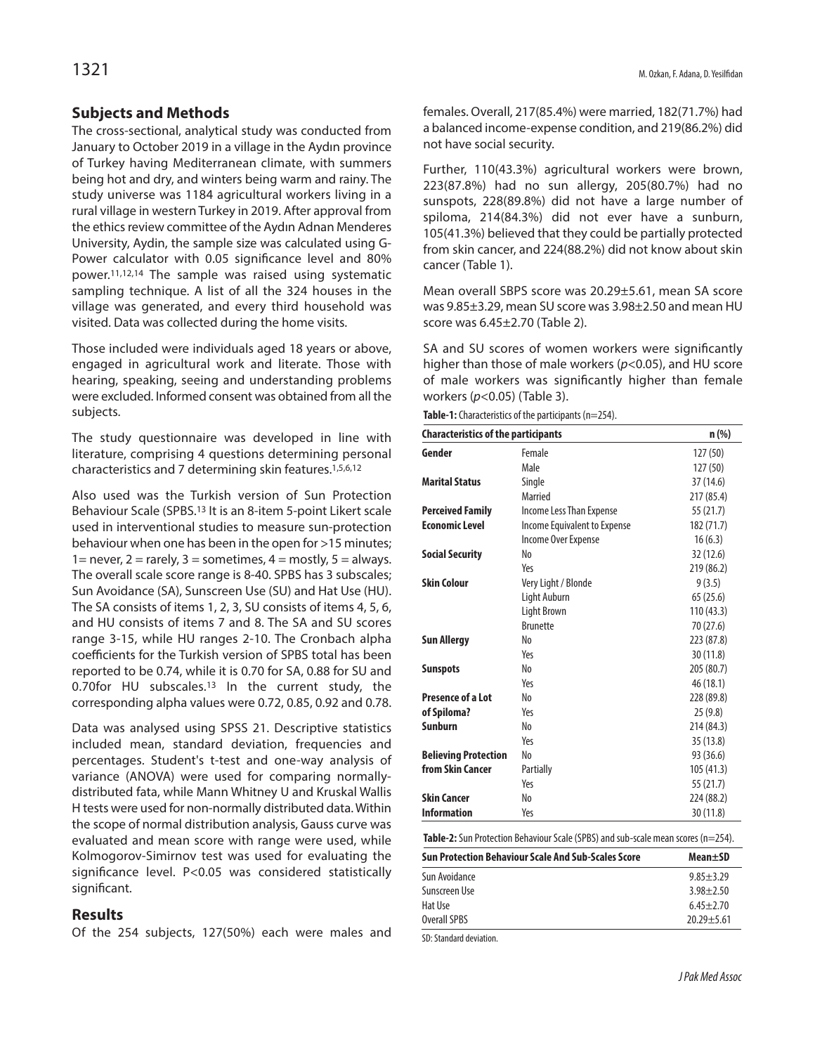## Subjects and Methods

The cross-sectional, analytical study was conducted from January to October 2019 in a village in the Aydın province of Turkey having Mediterranean climate, with summers being hot and dry, and winters being warm and rainy. The study universe was 1184 agricultural workers living in a rural village in western Turkey in 2019. After approval from the ethics review committee of the Aydın Adnan Menderes University, Aydin, the sample size was calculated using G-Power calculator with 0.05 significance level and 80% power.[11,12,14] The sample was raised using systematic sampling technique. A list of all the 324 houses in the village was generated, and every third household was visited. Data was collected during the home visits.

Those included were individuals aged 18 years or above, engaged in agricultural work and literate. Those with hearing, speaking, seeing and understanding problems were excluded. Informed consent was obtained from all the subjects.

The study questionnaire was developed in line with literature, comprising 4 questions determining personal characteristics and 7 determining skin features.[1,5,6,12]

Also used was the Turkish version of Sun Protection Behaviour Scale (SPBS.[13] It is an 8-item 5-point Likert scale used in interventional studies to measure sun-protection behaviour when one has been in the open for >15 minutes; 1= never, 2 = rarely, 3 = sometimes, 4 = mostly, 5 = always. The overall scale score range is 8-40. SPBS has 3 subscales; Sun Avoidance (SA), Sunscreen Use (SU) and Hat Use (HU). The SA consists of items 1, 2, 3, SU consists of items 4, 5, 6, and HU consists of items 7 and 8. The SA and SU scores range 3-15, while HU ranges 2-10. The Cronbach alpha coefficients for the Turkish version of SPBS total has been reported to be 0.74, while it is 0.70 for SA, 0.88 for SU and 0.70for HU subscales.[13] In the current study, the corresponding alpha values were 0.72, 0.85, 0.92 and 0.78.

Data was analysed using SPSS 21. Descriptive statistics included mean, standard deviation, frequencies and percentages. Student's t-test and one-way analysis of variance (ANOVA) were used for comparing normally-distributed fata, while Mann Whitney U and Kruskal Wallis H tests were used for non-normally distributed data. Within the scope of normal distribution analysis, Gauss curve was evaluated and mean score with range were used, while Kolmogorov-Simirnov test was used for evaluating the significance level. P<0.05 was considered statistically significant.

## Results

Of the 254 subjects, 127(50%) each were males and females. Overall, 217(85.4%) were married, 182(71.7%) had a balanced income-expense condition, and 219(86.2%) did not have social security.

Further, 110(43.3%) agricultural workers were brown, 223(87.8%) had no sun allergy, 205(80.7%) had no sunspots, 228(89.8%) did not have a large number of spiloma, 214(84.3%) did not ever have a sunburn, 105(41.3%) believed that they could be partially protected from skin cancer, and 224(88.2%) did not know about skin cancer (Table 1).

Mean overall SBPS score was 20.29±5.61, mean SA score was 9.85±3.29, mean SU score was 3.98±2.50 and mean HU score was 6.45±2.70 (Table 2).

SA and SU scores of women workers were significantly higher than those of male workers ($p<0.05$), and HU score of male workers was significantly higher than female workers ($p<0.05$) (Table 3).

**Table-1:** Characteristics of the participants (n=254).

| Characteristics of the participants | | n (%) |
|---|---|---|
| **Gender** | Female | 127 (50) |
| | Male | 127 (50) |
| **Marital Status** | Single | 37 (14.6) |
| | Married | 217 (85.4) |
| **Perceived Family Economic Level** | Income Less Than Expense | 55 (21.7) |
| | Income Equivalent to Expense | 182 (71.7) |
| | Income Over Expense | 16 (6.3) |
| **Social Security** | No | 32 (12.6) |
| | Yes | 219 (86.2) |
| **Skin Colour** | Very Light / Blonde | 9 (3.5) |
| | Light Auburn | 65 (25.6) |
| | Light Brown | 110 (43.3) |
| | Brunette | 70 (27.6) |
| **Sun Allergy** | No | 223 (87.8) |
| | Yes | 30 (11.8) |
| **Sunspots** | No | 205 (80.7) |
| | Yes | 46 (18.1) |
| **Presence of a Lot of Spiloma?** | No | 228 (89.8) |
| | Yes | 25 (9.8) |
| **Sunburn** | No | 214 (84.3) |
| | Yes | 35 (13.8) |
| **Believing Protection from Skin Cancer** | No | 93 (36.6) |
| | Partially | 105 (41.3) |
| | Yes | 55 (21.7) |
| **Skin Cancer Information** | No | 224 (88.2) |
| | Yes | 30 (11.8) |

**Table-2:** Sun Protection Behaviour Scale (SPBS) and sub-scale mean scores (n=254).

| Sun Protection Behaviour Scale And Sub-Scales Score | Mean±SD |
|---|---|
| Sun Avoidance | 9.85±3.29 |
| Sunscreen Use | 3.98±2.50 |
| Hat Use | 6.45±2.70 |
| Overall SPBS | 20.29±5.61 |

SD: Standard deviation.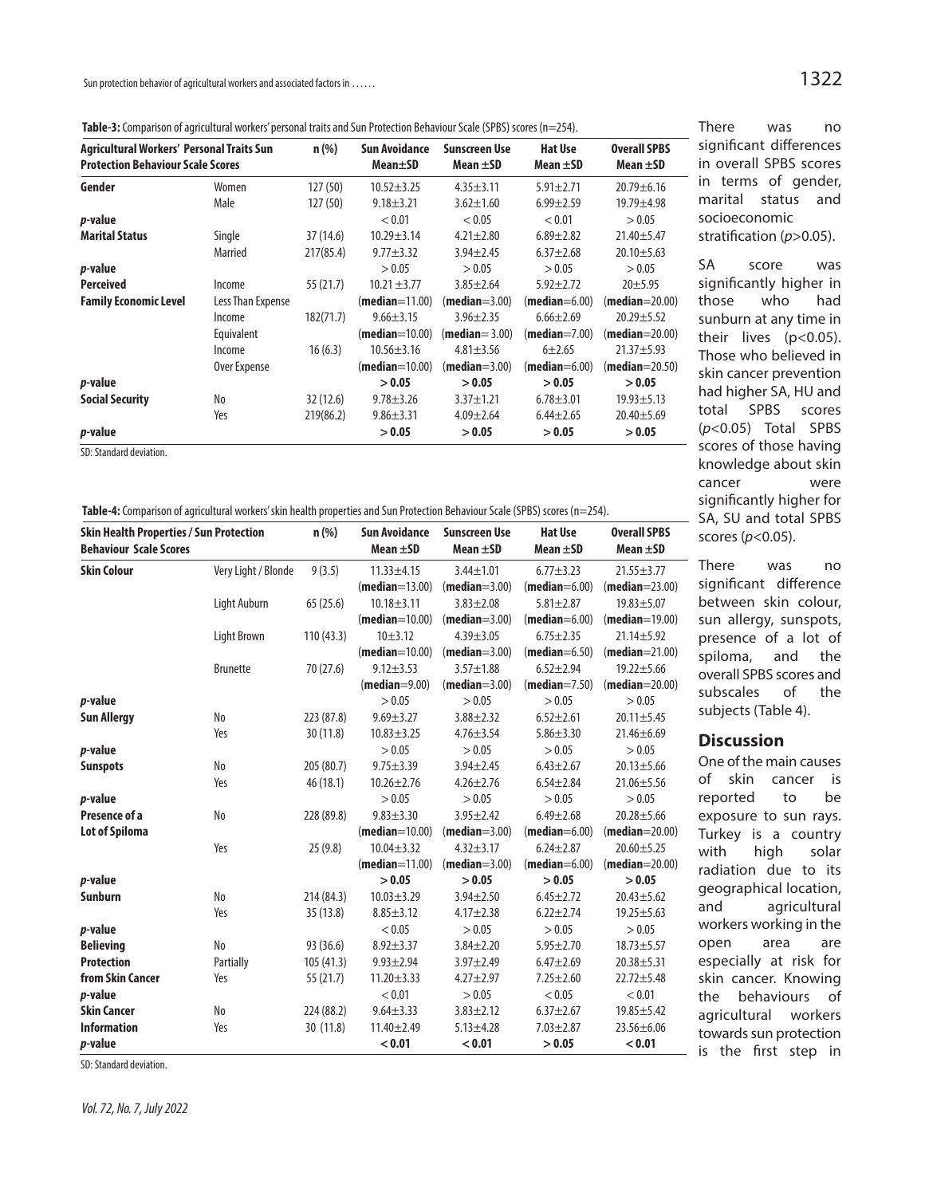**Table-3:** Comparison of agricultural workers' personal traits and Sun Protection Behaviour Scale (SPBS) scores (n=254).

| Agricultural Workers' Personal Traits Sun Protection Behaviour Scale Scores | | n (%) | Sun Avoidance Mean±SD | Sunscreen Use Mean ±SD | Hat Use Mean ±SD | Overall SPBS Mean ±SD |
|---|---|---|---|---|---|---|
| **Gender** | Women | 127 (50) | 10.52±3.25 | 4.35±3.11 | 5.91±2.71 | 20.79±6.16 |
| | Male | 127 (50) | 9.18±3.21 | 3.62±1.60 | 6.99±2.59 | 19.79±4.98 |
| ***p*-value** | | | < 0.01 | < 0.05 | < 0.01 | > 0.05 |
| **Marital Status** | Single | 37 (14.6) | 10.29±3.14 | 4.21±2.80 | 6.89±2.82 | 21.40±5.47 |
| | Married | 217(85.4) | 9.77±3.32 | 3.94±2.45 | 6.37±2.68 | 20.10±5.63 |
| ***p*-value** | | | > 0.05 | > 0.05 | > 0.05 | > 0.05 |
| **Perceived Family Economic Level** | Income Less Than Expense | 55 (21.7) | 10.21 ±3.77 (**median**=11.00) | 3.85±2.64 (**median**=3.00) | 5.92±2.72 (**median**=6.00) | 20±5.95 (**median**=20.00) |
| | Income Equivalent | 182(71.7) | 9.66±3.15 (**median**=10.00) | 3.96±2.35 (**median**= 3.00) | 6.66±2.69 (**median**=7.00) | 20.29±5.52 (**median**=20.00) |
| | Income Over Expense | 16 (6.3) | 10.56±3.16 (**median**=10.00) | 4.81±3.56 (**median**=3.00) | 6±2.65 (**median**=6.00) | 21.37±5.93 (**median**=20.50) |
| ***p*-value** | | | **> 0.05** | **> 0.05** | **> 0.05** | **> 0.05** |
| **Social Security** | No | 32 (12.6) | 9.78±3.26 | 3.37±1.21 | 6.78±3.01 | 19.93±5.13 |
| | Yes | 219(86.2) | 9.86±3.31 | 4.09±2.64 | 6.44±2.65 | 20.40±5.69 |
| ***p*-value** | | | **> 0.05** | **> 0.05** | **> 0.05** | **> 0.05** |

SD: Standard deviation.

**Table-4:** Comparison of agricultural workers' skin health properties and Sun Protection Behaviour Scale (SPBS) scores (n=254).

| Skin Health Properties / Sun Protection Behaviour Scale Scores | | n (%) | Sun Avoidance Mean ±SD | Sunscreen Use Mean ±SD | Hat Use Mean ±SD | Overall SPBS Mean ±SD |
|---|---|---|---|---|---|---|
| **Skin Colour** | Very Light / Blonde | 9 (3.5) | 11.33±4.15 (**median**=13.00) | 3.44±1.01 (**median**=3.00) | 6.77±3.23 (**median**=6.00) | 21.55±3.77 (**median**=23.00) |
| | Light Auburn | 65 (25.6) | 10.18±3.11 (**median**=10.00) | 3.83±2.08 (**median**=3.00) | 5.81±2.87 (**median**=6.00) | 19.83±5.07 (**median**=19.00) |
| | Light Brown | 110 (43.3) | 10±3.12 (**median**=10.00) | 4.39±3.05 (**median**=3.00) | 6.75±2.35 (**median**=6.50) | 21.14±5.92 (**median**=21.00) |
| | Brunette | 70 (27.6) | 9.12±3.53 (**median**=9.00) | 3.57±1.88 (**median**=3.00) | 6.52±2.94 (**median**=7.50) | 19.22±5.66 (**median**=20.00) |
| ***p*-value** | | | > 0.05 | > 0.05 | > 0.05 | > 0.05 |
| **Sun Allergy** | No | 223 (87.8) | 9.69±3.27 | 3.88±2.32 | 6.52±2.61 | 20.11±5.45 |
| | Yes | 30 (11.8) | 10.83±3.25 | 4.76±3.54 | 5.86±3.30 | 21.46±6.69 |
| ***p*-value** | | | > 0.05 | > 0.05 | > 0.05 | > 0.05 |
| **Sunspots** | No | 205 (80.7) | 9.75±3.39 | 3.94±2.45 | 6.43±2.67 | 20.13±5.66 |
| | Yes | 46 (18.1) | 10.26±2.76 | 4.26±2.76 | 6.54±2.84 | 21.06±5.56 |
| ***p*-value** | | | > 0.05 | > 0.05 | > 0.05 | > 0.05 |
| **Presence of a Lot of Spiloma** | No | 228 (89.8) | 9.83±3.30 (**median**=10.00) | 3.95±2.42 (**median**=3.00) | 6.49±2.68 (**median**=6.00) | 20.28±5.66 (**median**=20.00) |
| | Yes | 25 (9.8) | 10.04±3.32 (**median**=11.00) | 4.32±3.17 (**median**=3.00) | 6.24±2.87 (**median**=6.00) | 20.60±5.25 (**median**=20.00) |
| ***p*-value** | | | **> 0.05** | **> 0.05** | **> 0.05** | **> 0.05** |
| **Sunburn** | No | 214 (84.3) | 10.03±3.29 | 3.94±2.50 | 6.45±2.72 | 20.43±5.62 |
| | Yes | 35 (13.8) | 8.85±3.12 | 4.17±2.38 | 6.22±2.74 | 19.25±5.63 |
| ***p*-value** | | | < 0.05 | > 0.05 | > 0.05 | > 0.05 |
| **Believing Protection from Skin Cancer** | No | 93 (36.6) | 8.92±3.37 | 3.84±2.20 | 5.95±2.70 | 18.73±5.57 |
| | Partially | 105 (41.3) | 9.93±2.94 | 3.97±2.49 | 6.47±2.69 | 20.38±5.31 |
| | Yes | 55 (21.7) | 11.20±3.33 | 4.27±2.97 | 7.25±2.60 | 22.72±5.48 |
| ***p*-value** | | | < 0.01 | > 0.05 | < 0.05 | < 0.01 |
| **Skin Cancer Information** | No | 224 (88.2) | 9.64±3.33 | 3.83±2.12 | 6.37±2.67 | 19.85±5.42 |
| | Yes | 30 (11.8) | 11.40±2.49 | 5.13±4.28 | 7.03±2.87 | 23.56±6.06 |
| ***p*-value** | | | **< 0.01** | **< 0.01** | **> 0.05** | **< 0.01** |

SD: Standard deviation.

There was no significant differences in overall SPBS scores in terms of gender, marital status and socioeconomic stratification ($p>0.05$).

SA score was significantly higher in those who had sunburn at any time in their lives ($p<0.05$). Those who believed in skin cancer prevention had higher SA, HU and total SPBS scores ($p<0.05$) Total SPBS scores of those having knowledge about skin cancer were significantly higher for SA, SU and total SPBS scores ($p<0.05$).

There was no significant difference between skin colour, sun allergy, sunspots, presence of a lot of spiloma, and the overall SPBS scores and subscales of the subjects (Table 4).

## Discussion

One of the main causes of skin cancer is reported to be exposure to sun rays. Turkey is a country with high solar radiation due to its geographical location, and agricultural workers working in the open area are especially at risk for skin cancer. Knowing the behaviours of agricultural workers towards sun protection is the first step in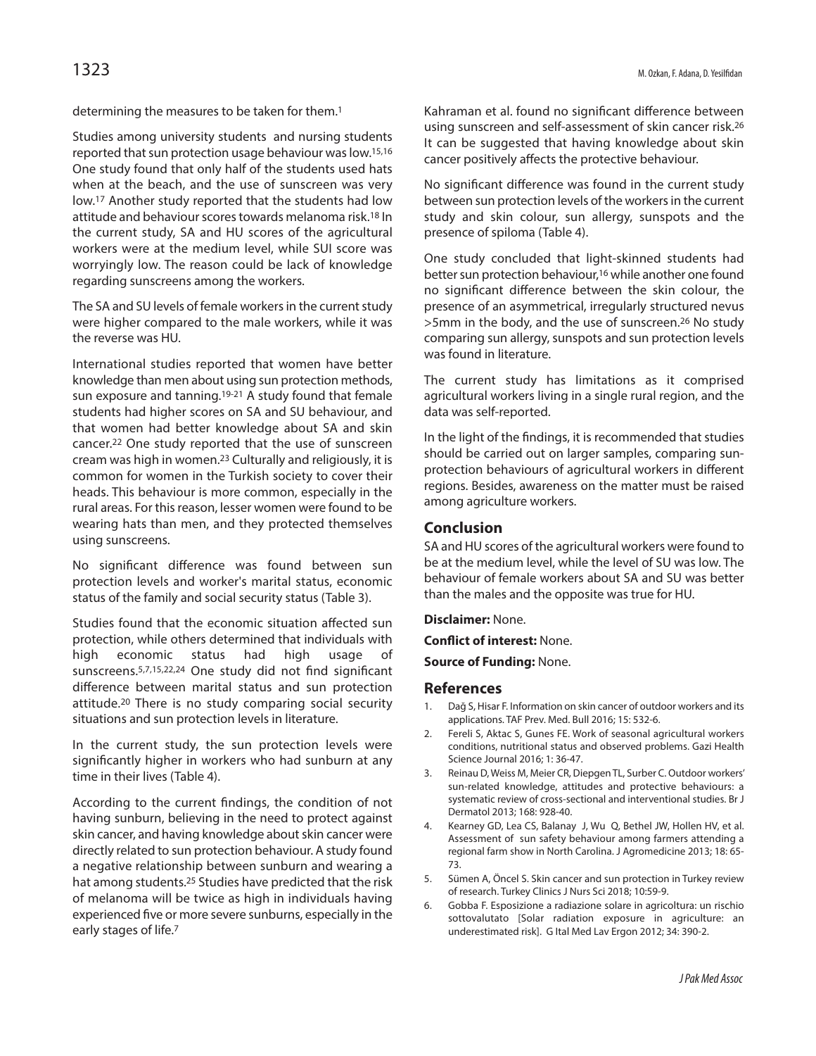determining the measures to be taken for them.[1]

Studies among university students and nursing students reported that sun protection usage behaviour was low.[15,16] One study found that only half of the students used hats when at the beach, and the use of sunscreen was very low.[17] Another study reported that the students had low attitude and behaviour scores towards melanoma risk.[18] In the current study, SA and HU scores of the agricultural workers were at the medium level, while SUI score was worryingly low. The reason could be lack of knowledge regarding sunscreens among the workers.

The SA and SU levels of female workers in the current study were higher compared to the male workers, while it was the reverse was HU.

International studies reported that women have better knowledge than men about using sun protection methods, sun exposure and tanning.[19-21] A study found that female students had higher scores on SA and SU behaviour, and that women had better knowledge about SA and skin cancer.[22] One study reported that the use of sunscreen cream was high in women.[23] Culturally and religiously, it is common for women in the Turkish society to cover their heads. This behaviour is more common, especially in the rural areas. For this reason, lesser women were found to be wearing hats than men, and they protected themselves using sunscreens.

No significant difference was found between sun protection levels and worker's marital status, economic status of the family and social security status (Table 3).

Studies found that the economic situation affected sun protection, while others determined that individuals with high economic status had high usage of sunscreens.[5,7,15,22,24] One study did not find significant difference between marital status and sun protection attitude.[20] There is no study comparing social security situations and sun protection levels in literature.

In the current study, the sun protection levels were significantly higher in workers who had sunburn at any time in their lives (Table 4).

According to the current findings, the condition of not having sunburn, believing in the need to protect against skin cancer, and having knowledge about skin cancer were directly related to sun protection behaviour. A study found a negative relationship between sunburn and wearing a hat among students.[25] Studies have predicted that the risk of melanoma will be twice as high in individuals having experienced five or more severe sunburns, especially in the early stages of life.[7]

Kahraman et al. found no significant difference between using sunscreen and self-assessment of skin cancer risk.[26] It can be suggested that having knowledge about skin cancer positively affects the protective behaviour.

No significant difference was found in the current study between sun protection levels of the workers in the current study and skin colour, sun allergy, sunspots and the presence of spiloma (Table 4).

One study concluded that light-skinned students had better sun protection behaviour,[16] while another one found no significant difference between the skin colour, the presence of an asymmetrical, irregularly structured nevus >5mm in the body, and the use of sunscreen.[26] No study comparing sun allergy, sunspots and sun protection levels was found in literature.

The current study has limitations as it comprised agricultural workers living in a single rural region, and the data was self-reported.

In the light of the findings, it is recommended that studies should be carried out on larger samples, comparing sun-protection behaviours of agricultural workers in different regions. Besides, awareness on the matter must be raised among agriculture workers.

## Conclusion

SA and HU scores of the agricultural workers were found to be at the medium level, while the level of SU was low. The behaviour of female workers about SA and SU was better than the males and the opposite was true for HU.

**Disclaimer:** None.

**Conflict of interest:** None.

**Source of Funding:** None.

## References

1. Dağ S, Hisar F. Information on skin cancer of outdoor workers and its applications. TAF Prev. Med. Bull 2016; 15: 532-6.
2. Fereli S, Aktac S, Gunes FE. Work of seasonal agricultural workers conditions, nutritional status and observed problems. Gazi Health Science Journal 2016; 1: 36-47.
3. Reinau D, Weiss M, Meier CR, Diepgen TL, Surber C. Outdoor workers' sun-related knowledge, attitudes and protective behaviours: a systematic review of cross-sectional and interventional studies. Br J Dermatol 2013; 168: 928-40.
4. Kearney GD, Lea CS, Balanay J, Wu Q, Bethel JW, Hollen HV, et al. Assessment of sun safety behaviour among farmers attending a regional farm show in North Carolina. J Agromedicine 2013; 18: 65-73.
5. Sümen A, Öncel S. Skin cancer and sun protection in Turkey review of research. Turkey Clinics J Nurs Sci 2018; 10:59-9.
6. Gobba F. Esposizione a radiazione solare in agricoltura: un rischio sottovalutato [Solar radiation exposure in agriculture: an underestimated risk]. G Ital Med Lav Ergon 2012; 34: 390-2.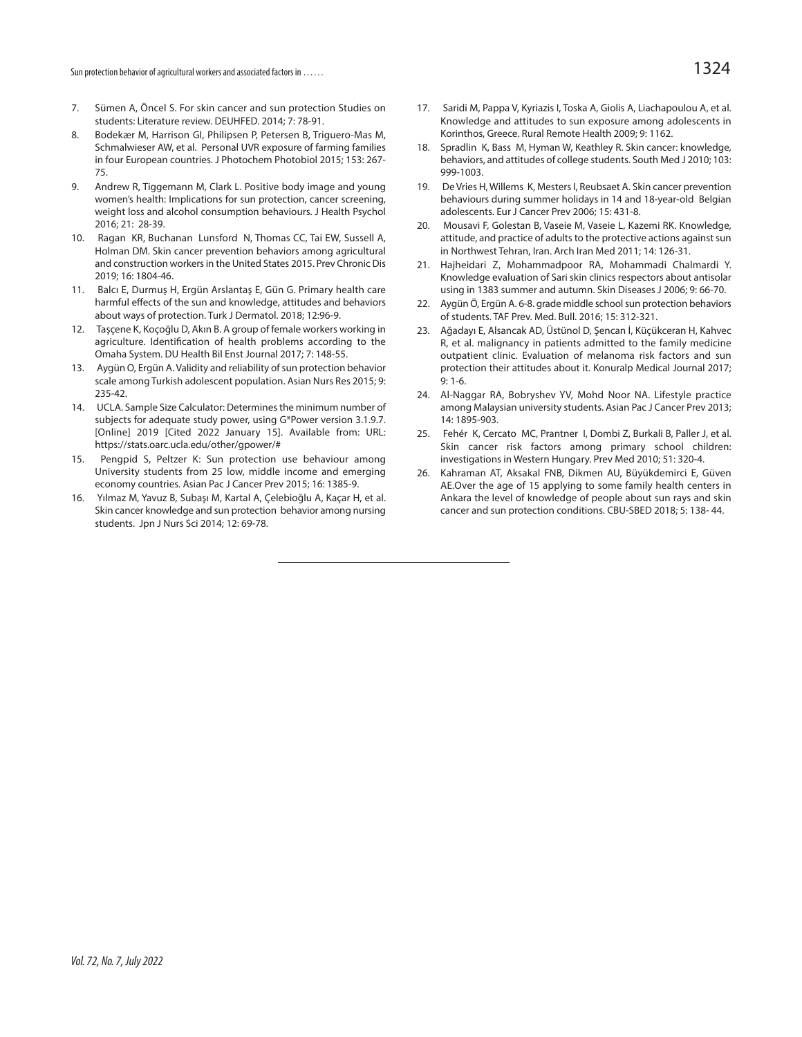7. Sümen A, Öncel S. For skin cancer and sun protection Studies on students: Literature review. DEUHFED. 2014; 7: 78-91.
8. Bodekær M, Harrison GI, Philipsen P, Petersen B, Triguero-Mas M, Schmalwieser AW, et al. Personal UVR exposure of farming families in four European countries. J Photochem Photobiol 2015; 153: 267-75.
9. Andrew R, Tiggemann M, Clark L. Positive body image and young women's health: Implications for sun protection, cancer screening, weight loss and alcohol consumption behaviours. J Health Psychol 2016; 21: 28-39.
10. Ragan KR, Buchanan Lunsford N, Thomas CC, Tai EW, Sussell A, Holman DM. Skin cancer prevention behaviors among agricultural and construction workers in the United States 2015. Prev Chronic Dis 2019; 16: 1804-46.
11. Balcı E, Durmuş H, Ergün Arslantaş E, Gün G. Primary health care harmful effects of the sun and knowledge, attitudes and behaviors about ways of protection. Turk J Dermatol. 2018; 12:96-9.
12. Taşçene K, Koçoğlu D, Akın B. A group of female workers working in agriculture. Identification of health problems according to the Omaha System. DU Health Bil Enst Journal 2017; 7: 148-55.
13. Aygün O, Ergün A. Validity and reliability of sun protection behavior scale among Turkish adolescent population. Asian Nurs Res 2015; 9: 235-42.
14. UCLA. Sample Size Calculator: Determines the minimum number of subjects for adequate study power, using G*Power version 3.1.9.7. [Online] 2019 [Cited 2022 January 15]. Available from: URL: https://stats.oarc.ucla.edu/other/gpower/#
15. Pengpid S, Peltzer K: Sun protection use behaviour among University students from 25 low, middle income and emerging economy countries. Asian Pac J Cancer Prev 2015; 16: 1385-9.
16. Yılmaz M, Yavuz B, Subaşı M, Kartal A, Çelebioğlu A, Kaçar H, et al. Skin cancer knowledge and sun protection behavior among nursing students. Jpn J Nurs Sci 2014; 12: 69-78.
17. Saridi M, Pappa V, Kyriazis I, Toska A, Giolis A, Liachapoulou A, et al. Knowledge and attitudes to sun exposure among adolescents in Korinthos, Greece. Rural Remote Health 2009; 9: 1162.
18. Spradlin K, Bass M, Hyman W, Keathley R. Skin cancer: knowledge, behaviors, and attitudes of college students. South Med J 2010; 103: 999-1003.
19. De Vries H, Willems K, Mesters I, Reubsaet A. Skin cancer prevention behaviours during summer holidays in 14 and 18-year-old Belgian adolescents. Eur J Cancer Prev 2006; 15: 431-8.
20. Mousavi F, Golestan B, Vaseie M, Vaseie L, Kazemi RK. Knowledge, attitude, and practice of adults to the protective actions against sun in Northwest Tehran, Iran. Arch Iran Med 2011; 14: 126-31.
21. Hajheidari Z, Mohammadpoor RA, Mohammadi Chalmardi Y. Knowledge evaluation of Sari skin clinics respectors about antisolar using in 1383 summer and autumn. Skin Diseases J 2006; 9: 66-70.
22. Aygün Ö, Ergün A. 6-8. grade middle school sun protection behaviors of students. TAF Prev. Med. Bull. 2016; 15: 312-321.
23. Ağadayı E, Alsancak AD, Üstünol D, Şencan İ, Küçükceran H, Kahvec R, et al. malignancy in patients admitted to the family medicine outpatient clinic. Evaluation of melanoma risk factors and sun protection their attitudes about it. Konuralp Medical Journal 2017; 9: 1-6.
24. Al-Naggar RA, Bobryshev YV, Mohd Noor NA. Lifestyle practice among Malaysian university students. Asian Pac J Cancer Prev 2013; 14: 1895-903.
25. Fehér K, Cercato MC, Prantner I, Dombi Z, Burkali B, Paller J, et al. Skin cancer risk factors among primary school children: investigations in Western Hungary. Prev Med 2010; 51: 320-4.
26. Kahraman AT, Aksakal FNB, Dikmen AU, Büyükdemirci E, Güven AE.Over the age of 15 applying to some family health centers in Ankara the level of knowledge of people about sun rays and skin cancer and sun protection conditions. CBU-SBED 2018; 5: 138- 44.